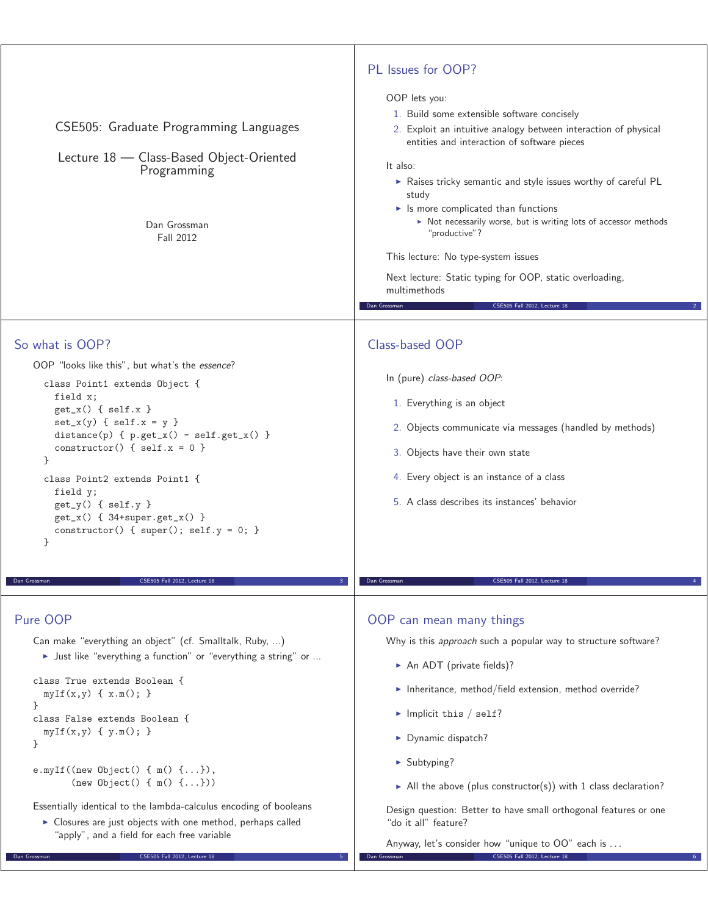# CSE505: Graduate Programming Languages

## Lecture 18 — Class-Based Object-Oriented Programming

Dan Grossman
Fall 2012

## PL Issues for OOP?

OOP lets you:

1. Build some extensible software concisely
2. Exploit an intuitive analogy between interaction of physical entities and interaction of software pieces

It also:

- Raises tricky semantic and style issues worthy of careful PL study
- Is more complicated than functions
  - Not necessarily worse, but is writing lots of accessor methods "productive"?

This lecture: No type-system issues

Next lecture: Static typing for OOP, static overloading, multimethods

## So what is OOP?

OOP "looks like this", but what's the *essence*?

```
class Point1 extends Object {
  field x;
  get_x() { self.x }
  set_x(y) { self.x = y }
  distance(p) { p.get_x() - self.get_x() }
  constructor() { self.x = 0 }
}
class Point2 extends Point1 {
  field y;
  get_y() { self.y }
  get_x() { 34+super.get_x() }
  constructor() { super(); self.y = 0; }
}
```

## Class-based OOP

In (pure) *class-based OOP*:

1. Everything is an object
2. Objects communicate via messages (handled by methods)
3. Objects have their own state
4. Every object is an instance of a class
5. A class describes its instances' behavior

## Pure OOP

Can make "everything an object" (cf. Smalltalk, Ruby, ...)

- Just like "everything a function" or "everything a string" or ...

```
class True extends Boolean {
  myIf(x,y) { x.m(); }
}
class False extends Boolean {
  myIf(x,y) { y.m(); }
}

e.myIf((new Object() { m() {...}),
       (new Object() { m() {...}))
```

Essentially identical to the lambda-calculus encoding of booleans

- Closures are just objects with one method, perhaps called "apply", and a field for each free variable

## OOP can mean many things

Why is this *approach* such a popular way to structure software?

- An ADT (private fields)?
- Inheritance, method/field extension, method override?
- Implicit `this` / `self`?
- Dynamic dispatch?
- Subtyping?
- All the above (plus constructor(s)) with 1 class declaration?

Design question: Better to have small orthogonal features or one "do it all" feature?

Anyway, let's consider how "unique to OO" each is ...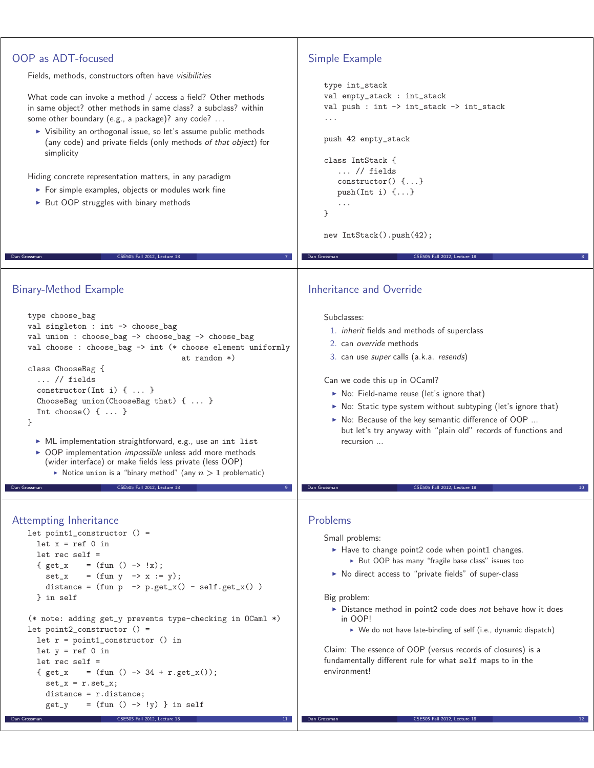## OOP as ADT-focused

Fields, methods, constructors often have *visibilities*

What code can invoke a method / access a field? Other methods in same object? other methods in same class? a subclass? within some other boundary (e.g., a package)? any code? ...

- Visibility an orthogonal issue, so let's assume public methods (any code) and private fields (only methods *of that object*) for simplicity

Hiding concrete representation matters, in any paradigm

- For simple examples, objects or modules work fine
- But OOP struggles with binary methods

## Simple Example

```
type int_stack
val empty_stack : int_stack
val push : int -> int_stack -> int_stack
...

push 42 empty_stack

class IntStack {
   ... // fields
   constructor() {...}
   push(Int i) {...}
   ...
}

new IntStack().push(42);
```

## Binary-Method Example

```
type choose_bag
val singleton : int -> choose_bag
val union : choose_bag -> choose_bag -> choose_bag
val choose : choose_bag -> int (* choose element uniformly
                                  at random *)
class ChooseBag {
  ... // fields
  constructor(Int i) { ... }
  ChooseBag union(ChooseBag that) { ... }
  Int choose() { ... }
}
```

- ML implementation straightforward, e.g., use an `int list`
- OOP implementation *impossible* unless add more methods (wider interface) or make fields less private (less OOP)
  - Notice union is a "binary method" (any $n > 1$ problematic)

## Inheritance and Override

Subclasses:

1. *inherit* fields and methods of superclass
2. can *override* methods
3. can use *super* calls (a.k.a. *resends*)

Can we code this up in OCaml?

- No: Field-name reuse (let's ignore that)
- No: Static type system without subtyping (let's ignore that)
- No: Because of the key semantic difference of OOP ...
  but let's try anyway with "plain old" records of functions and recursion ...

## Attempting Inheritance

```
let point1_constructor () =
  let x = ref 0 in
  let rec self =
  { get_x    = (fun () -> !x);
    set_x    = (fun y  -> x := y);
    distance = (fun p  -> p.get_x() - self.get_x() )
  } in self

(* note: adding get_y prevents type-checking in OCaml *)
let point2_constructor () =
  let r = point1_constructor () in
  let y = ref 0 in
  let rec self =
  { get_x    = (fun () -> 34 + r.get_x());
    set_x = r.set_x;
    distance = r.distance;
    get_y    = (fun () -> !y) } in self
```

## Problems

Small problems:

- Have to change point2 code when point1 changes.
  - But OOP has many "fragile base class" issues too
- No direct access to "private fields" of super-class

Big problem:

- Distance method in point2 code does *not* behave how it does in OOP!
  - We do not have late-binding of self (i.e., dynamic dispatch)

Claim: The essence of OOP (versus records of closures) is a fundamentally different rule for what `self` maps to in the environment!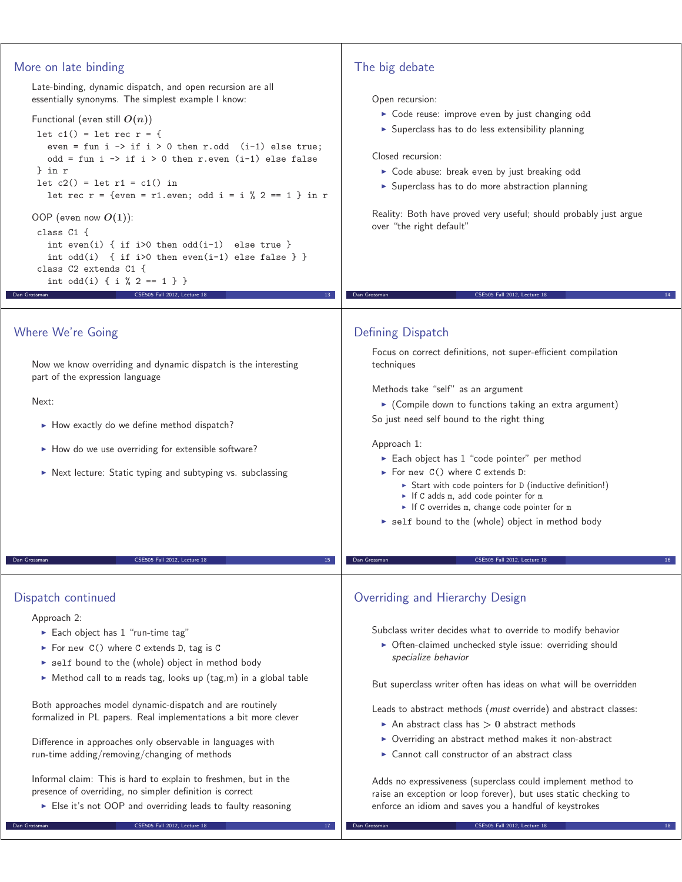## More on late binding

Late-binding, dynamic dispatch, and open recursion are all essentially synonyms. The simplest example I know:

Functional (even still $O(n)$)

```
let c1() = let rec r = {
  even = fun i -> if i > 0 then r.odd  (i-1) else true;
  odd = fun i -> if i > 0 then r.even (i-1) else false
} in r
let c2() = let r1 = c1() in
  let rec r = {even = r1.even; odd i = i % 2 == 1 } in r
```

OOP (even now $O(1)$):

```
class C1 {
  int even(i) { if i>0 then odd(i-1)  else true }
  int odd(i)  { if i>0 then even(i-1) else false } }
class C2 extends C1 {
  int odd(i) { i % 2 == 1 } }
```

## The big debate

Open recursion:

- Code reuse: improve even by just changing odd
- Superclass has to do less extensibility planning

Closed recursion:

- Code abuse: break even by just breaking odd
- Superclass has to do more abstraction planning

Reality: Both have proved very useful; should probably just argue over "the right default"

## Where We're Going

Now we know overriding and dynamic dispatch is the interesting part of the expression language

Next:

- How exactly do we define method dispatch?
- How do we use overriding for extensible software?
- Next lecture: Static typing and subtyping vs. subclassing

## Defining Dispatch

Focus on correct definitions, not super-efficient compilation techniques

Methods take "self" as an argument

- (Compile down to functions taking an extra argument)

So just need self bound to the right thing

Approach 1:

- Each object has 1 "code pointer" per method
- For `new C()` where C extends D:
  - Start with code pointers for D (inductive definition!)
  - If C adds m, add code pointer for m
  - If C overrides m, change code pointer for m
- `self` bound to the (whole) object in method body

## Dispatch continued

Approach 2:

- Each object has 1 "run-time tag"
- For `new C()` where C extends D, tag is C
- `self` bound to the (whole) object in method body
- Method call to m reads tag, looks up (tag,m) in a global table

Both approaches model dynamic-dispatch and are routinely formalized in PL papers. Real implementations a bit more clever

Difference in approaches only observable in languages with run-time adding/removing/changing of methods

Informal claim: This is hard to explain to freshmen, but in the presence of overriding, no simpler definition is correct

- Else it's not OOP and overriding leads to faulty reasoning

## Overriding and Hierarchy Design

Subclass writer decides what to override to modify behavior

- Often-claimed unchecked style issue: overriding should *specialize behavior*

But superclass writer often has ideas on what will be overridden

Leads to abstract methods (*must* override) and abstract classes:

- An abstract class has $> 0$ abstract methods
- Overriding an abstract method makes it non-abstract
- Cannot call constructor of an abstract class

Adds no expressiveness (superclass could implement method to raise an exception or loop forever), but uses static checking to enforce an idiom and saves you a handful of keystrokes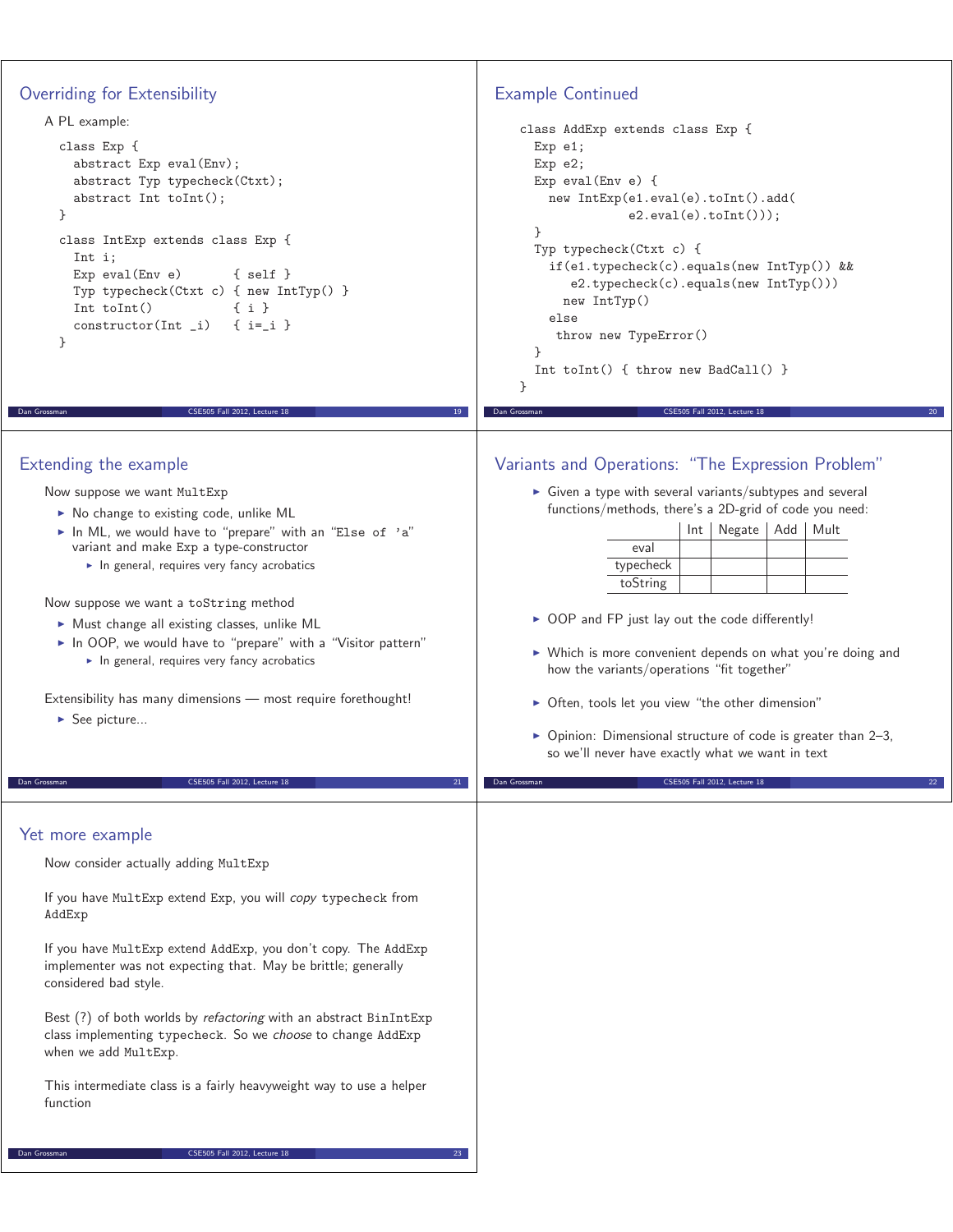## Overriding for Extensibility

A PL example:

```
class Exp {
  abstract Exp eval(Env);
  abstract Typ typecheck(Ctxt);
  abstract Int toInt();
}

class IntExp extends class Exp {
  Int i;
  Exp eval(Env e)        { self }
  Typ typecheck(Ctxt c) { new IntTyp() }
  Int toInt()            { i }
  constructor(Int _i)    { i=_i }
}
```

## Example Continued

```
class AddExp extends class Exp {
  Exp e1;
  Exp e2;
  Exp eval(Env e) {
    new IntExp(e1.eval(e).toInt().add(
               e2.eval(e).toInt()));
  }
  Typ typecheck(Ctxt c) {
    if(e1.typecheck(c).equals(new IntTyp()) &&
       e2.typecheck(c).equals(new IntTyp()))
      new IntTyp()
    else
     throw new TypeError()
  }
  Int toInt() { throw new BadCall() }
}
```

## Extending the example

Now suppose we want MultExp

- No change to existing code, unlike ML
- In ML, we would have to "prepare" with an "Else of 'a" variant and make Exp a type-constructor
  - In general, requires very fancy acrobatics

Now suppose we want a toString method

- Must change all existing classes, unlike ML
- In OOP, we would have to "prepare" with a "Visitor pattern"
  - In general, requires very fancy acrobatics

Extensibility has many dimensions — most require forethought!

- See picture...

## Variants and Operations: "The Expression Problem"

- Given a type with several variants/subtypes and several functions/methods, there's a 2D-grid of code you need:

| | Int | Negate | Add | Mult |
|---|---|---|---|---|
| eval | | | | |
| typecheck | | | | |
| toString | | | | |

- OOP and FP just lay out the code differently!
- Which is more convenient depends on what you're doing and how the variants/operations "fit together"
- Often, tools let you view "the other dimension"
- Opinion: Dimensional structure of code is greater than 2–3, so we'll never have exactly what we want in text

## Yet more example

Now consider actually adding MultExp

If you have MultExp extend Exp, you will *copy* typecheck from AddExp

If you have MultExp extend AddExp, you don't copy. The AddExp implementer was not expecting that. May be brittle; generally considered bad style.

Best (?) of both worlds by *refactoring* with an abstract BinIntExp class implementing typecheck. So we *choose* to change AddExp when we add MultExp.

This intermediate class is a fairly heavyweight way to use a helper function